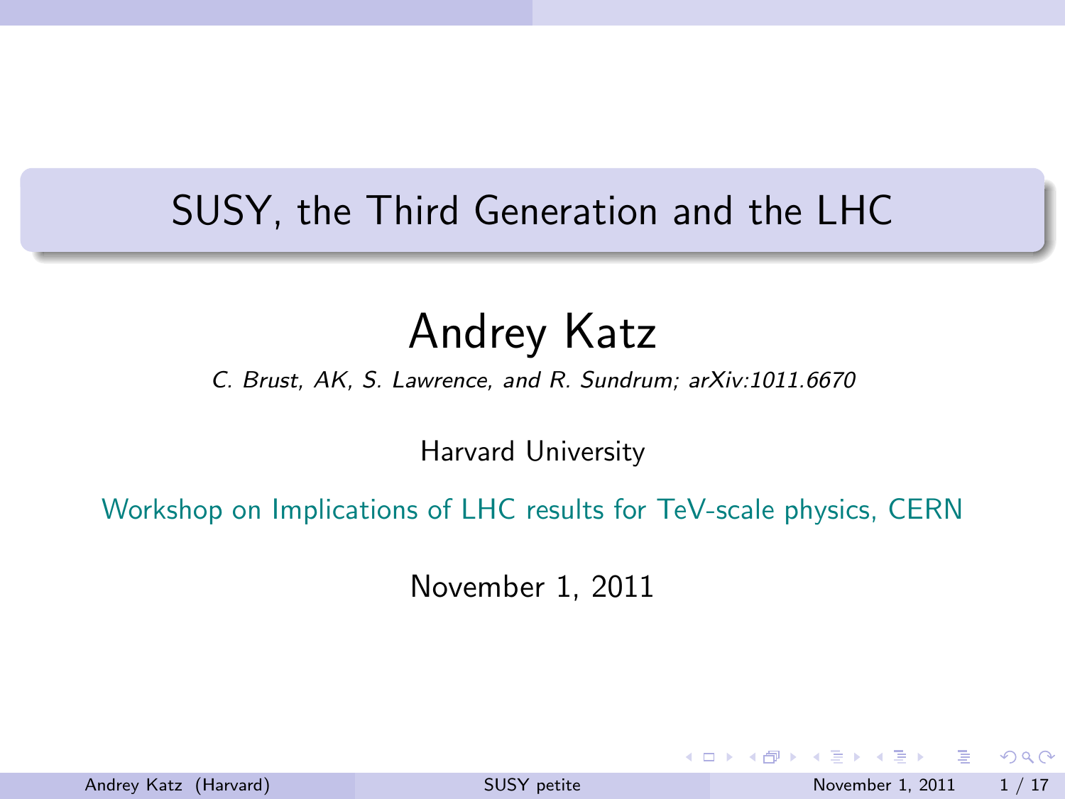# SUSY, the Third Generation and the LHC

## Andrey Katz

*C. Brust, AK, S. Lawrence, and R. Sundrum; arXiv:1011.6670*

Harvard University

Workshop on Implications of LHC results for TeV-scale physics, CERN

November 1, 2011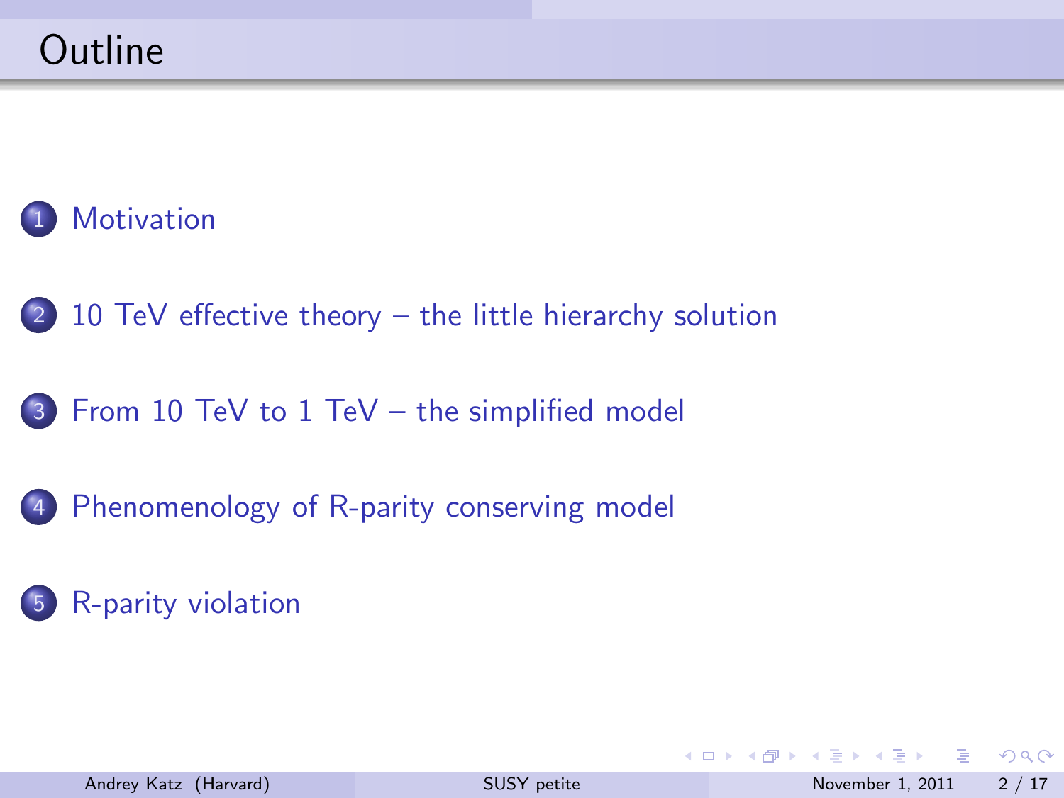# Outline

1. Motivation
2. 10 TeV effective theory – the little hierarchy solution
3. From 10 TeV to 1 TeV – the simplified model
4. Phenomenology of R-parity conserving model
5. R-parity violation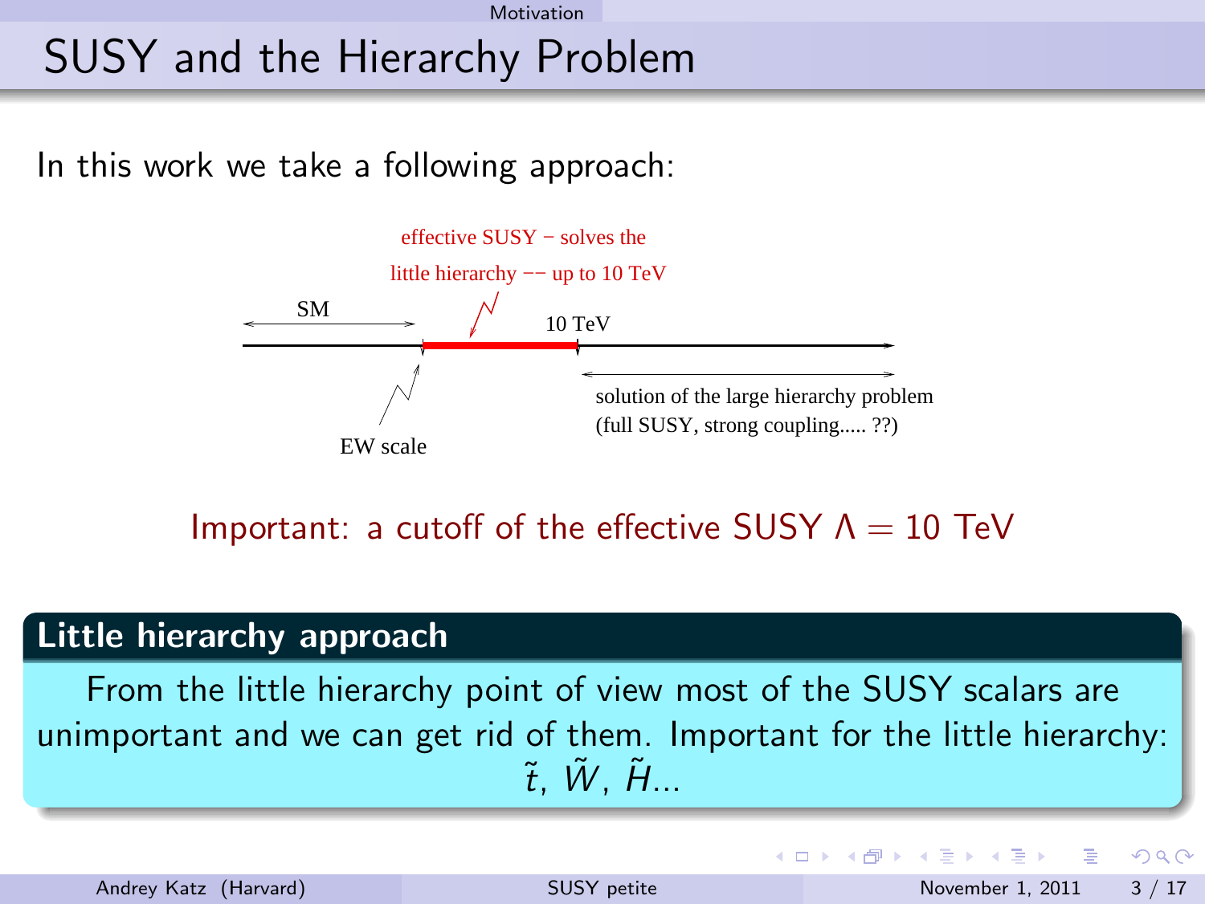# SUSY and the Hierarchy Problem

In this work we take a following approach:

effective SUSY − solves the little hierarchy −− up to 10 TeV

SM

10 TeV

EW scale

solution of the large hierarchy problem (full SUSY, strong coupling..... ??)

Important: a cutoff of the effective SUSY $\Lambda = 10$ TeV

**Little hierarchy approach**

From the little hierarchy point of view most of the SUSY scalars are unimportant and we can get rid of them. Important for the little hierarchy: $\tilde{t}$, $\tilde{W}$, $\tilde{H}$...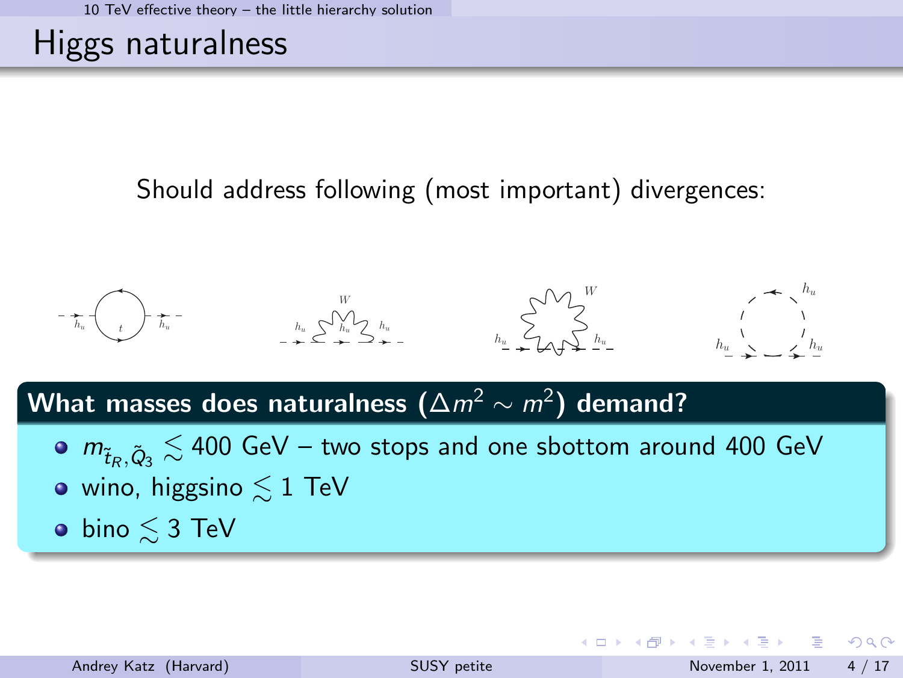# Higgs naturalness

Should address following (most important) divergences:

**What masses does naturalness ($\Delta m^2 \sim m^2$) demand?**

- $m_{\tilde{t}_R, \tilde{Q}_3} \lesssim 400$ GeV – two stops and one sbottom around 400 GeV
- wino, higgsino $\lesssim 1$ TeV
- bino $\lesssim 3$ TeV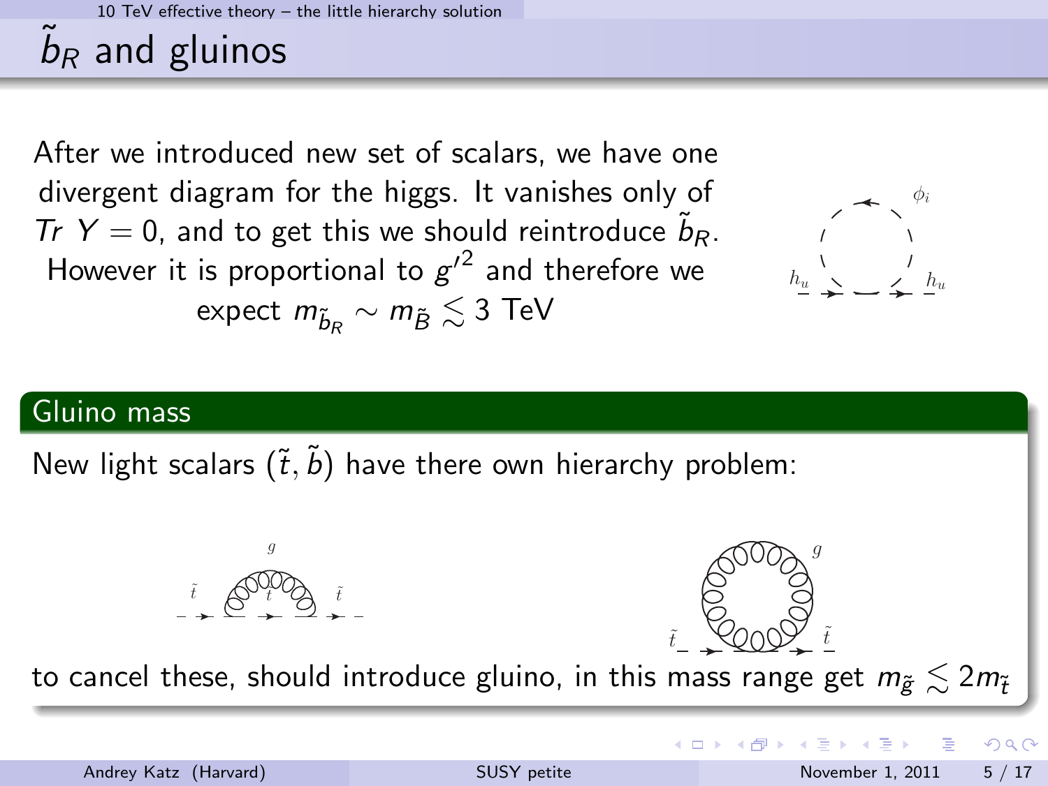# $\tilde{b}_R$ and gluinos

After we introduced new set of scalars, we have one divergent diagram for the higgs. It vanishes only of $Tr\ Y = 0$, and to get this we should reintroduce $\tilde{b}_R$. However it is proportional to $g'^2$ and therefore we expect $m_{\tilde{b}_R} \sim m_{\tilde{B}} \lesssim 3$ TeV

## Gluino mass

New light scalars $(\tilde{t}, \tilde{b})$ have there own hierarchy problem:

to cancel these, should introduce gluino, in this mass range get $m_{\tilde{g}} \lesssim 2m_{\tilde{t}}$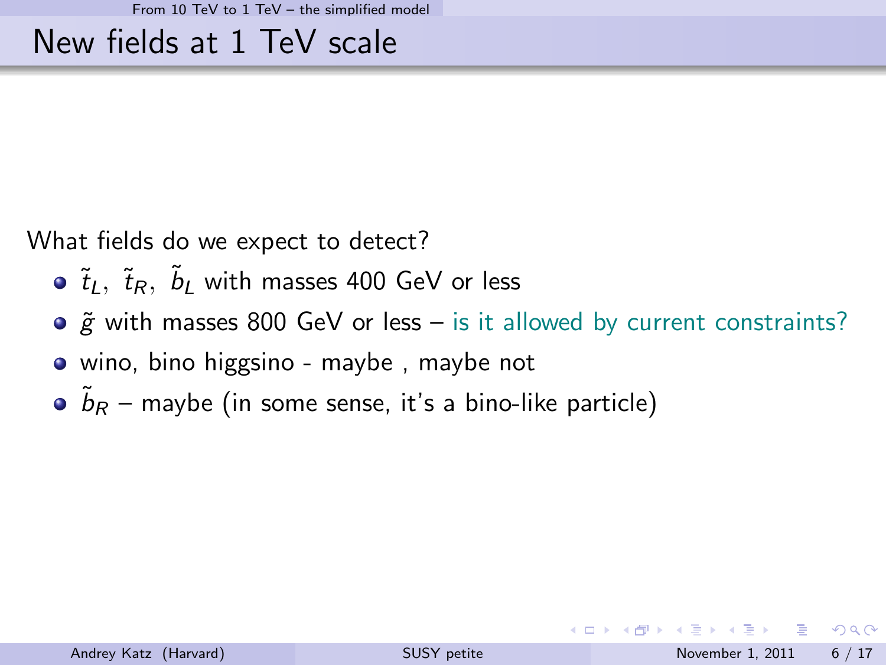# New fields at 1 TeV scale

What fields do we expect to detect?

- $\tilde{t}_L,\ \tilde{t}_R,\ \tilde{b}_L$ with masses 400 GeV or less
- $\tilde{g}$ with masses 800 GeV or less – is it allowed by current constraints?
- wino, bino higgsino - maybe , maybe not
- $\tilde{b}_R$ – maybe (in some sense, it's a bino-like particle)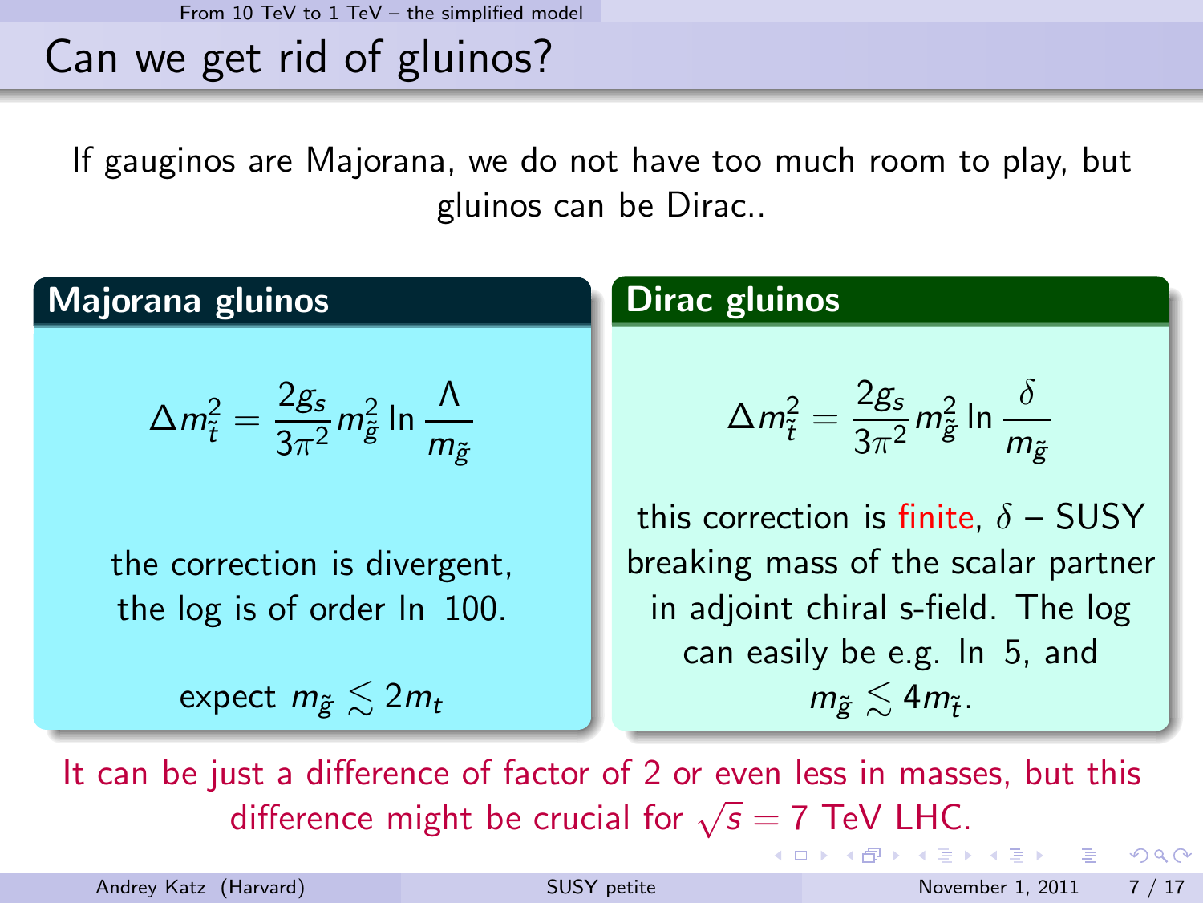# Can we get rid of gluinos?

If gauginos are Majorana, we do not have too much room to play, but gluinos can be Dirac..

## Majorana gluinos

$$\Delta m_{\tilde{t}}^2 = \frac{2g_s}{3\pi^2} m_{\tilde{g}}^2 \ln \frac{\Lambda}{m_{\tilde{g}}}$$

the correction is divergent, the log is of order ln 100.

expect $m_{\tilde{g}} \lesssim 2m_t$

## Dirac gluinos

$$\Delta m_{\tilde{t}}^2 = \frac{2g_s}{3\pi^2} m_{\tilde{g}}^2 \ln \frac{\delta}{m_{\tilde{g}}}$$

this correction is finite, $\delta$ – SUSY breaking mass of the scalar partner in adjoint chiral s-field. The log can easily be e.g. ln 5, and $m_{\tilde{g}} \lesssim 4m_{\tilde{t}}$.

It can be just a difference of factor of 2 or even less in masses, but this difference might be crucial for $\sqrt{s} = 7$ TeV LHC.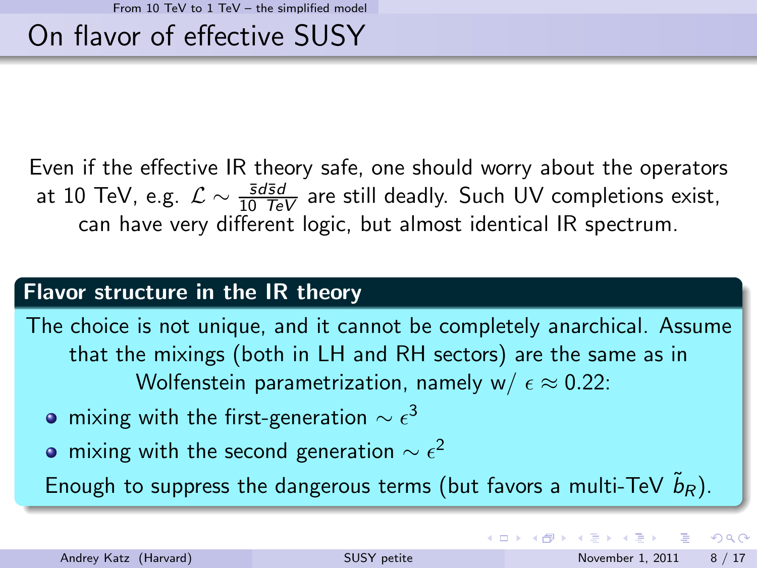# On flavor of effective SUSY

Even if the effective IR theory safe, one should worry about the operators at 10 TeV, e.g. $\mathcal{L} \sim \frac{\bar{s}d\bar{s}d}{10\ TeV}$ are still deadly. Such UV completions exist, can have very different logic, but almost identical IR spectrum.

## Flavor structure in the IR theory

The choice is not unique, and it cannot be completely anarchical. Assume that the mixings (both in LH and RH sectors) are the same as in Wolfenstein parametrization, namely w/ $\epsilon \approx 0.22$:

- mixing with the first-generation $\sim \epsilon^3$
- mixing with the second generation $\sim \epsilon^2$

Enough to suppress the dangerous terms (but favors a multi-TeV $\tilde{b}_R$).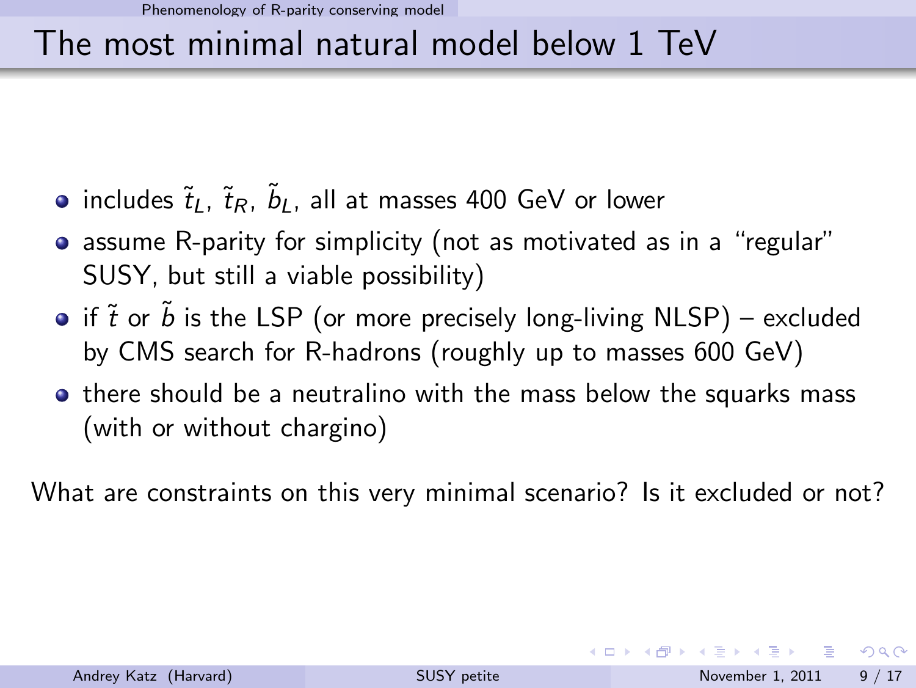# The most minimal natural model below 1 TeV

- includes $\tilde{t}_L$, $\tilde{t}_R$, $\tilde{b}_L$, all at masses 400 GeV or lower
- assume R-parity for simplicity (not as motivated as in a "regular" SUSY, but still a viable possibility)
- if $\tilde{t}$ or $\tilde{b}$ is the LSP (or more precisely long-living NLSP) – excluded by CMS search for R-hadrons (roughly up to masses 600 GeV)
- there should be a neutralino with the mass below the squarks mass (with or without chargino)

What are constraints on this very minimal scenario? Is it excluded or not?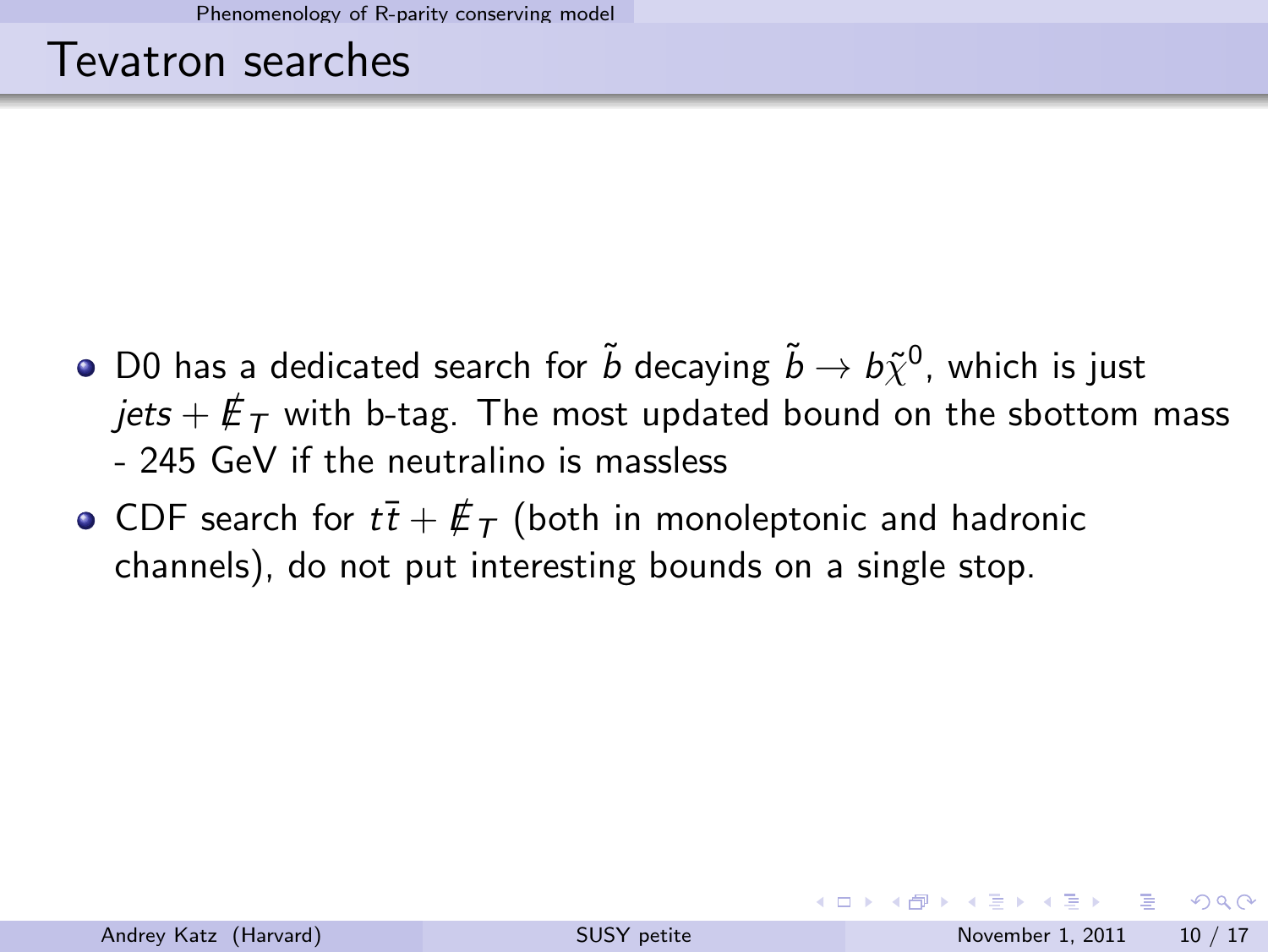# Tevatron searches

- D0 has a dedicated search for $\tilde{b}$ decaying $\tilde{b} \to b\tilde{\chi}^0$, which is just $jets + \not{E}_T$ with b-tag. The most updated bound on the sbottom mass - 245 GeV if the neutralino is massless
- CDF search for $t\bar{t} + \not{E}_T$ (both in monoleptonic and hadronic channels), do not put interesting bounds on a single stop.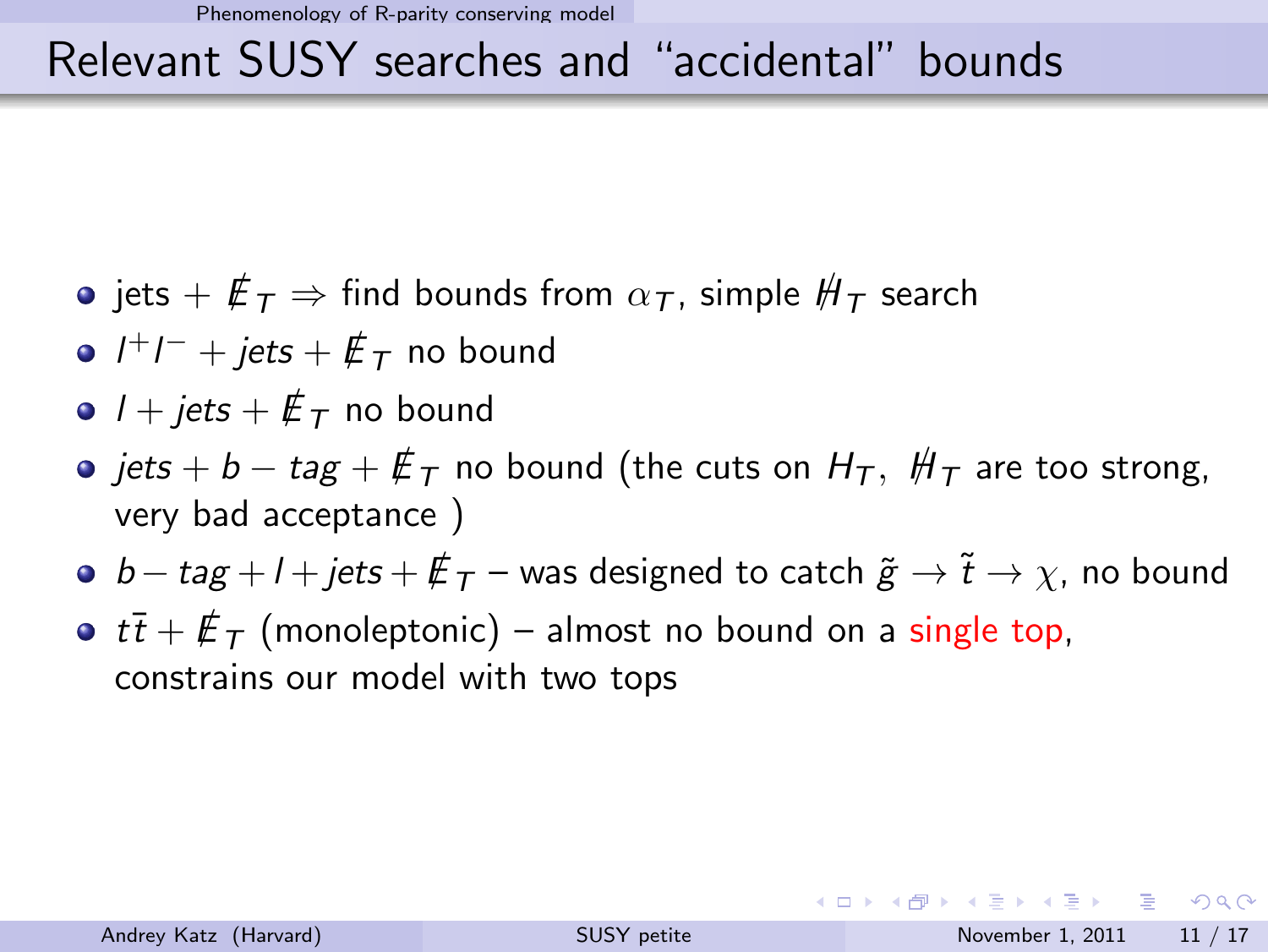# Relevant SUSY searches and "accidental" bounds

- jets + $\not{E}_T \Rightarrow$ find bounds from $\alpha_T$, simple $\not{H}_T$ search
- $l^+l^- + jets + \not{E}_T$ no bound
- $l + jets + \not{E}_T$ no bound
- $jets + b - tag + \not{E}_T$ no bound (the cuts on $H_T$, $\not{H}_T$ are too strong, very bad acceptance )
- $b - tag + l + jets + \not{E}_T$ – was designed to catch $\tilde{g} \to \tilde{t} \to \chi$, no bound
- $t\bar{t} + \not{E}_T$ (monoleptonic) – almost no bound on a single top, constrains our model with two tops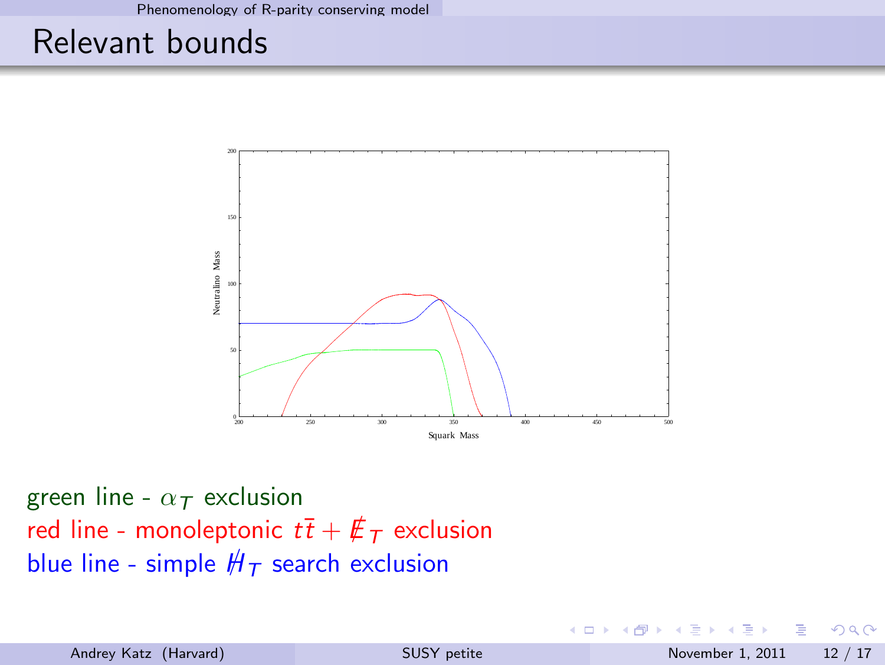# Relevant bounds

green line - $\alpha_T$ exclusion

red line - monoleptonic $t\bar{t} + \not{E}_T$ exclusion

blue line - simple $\not{H}_T$ search exclusion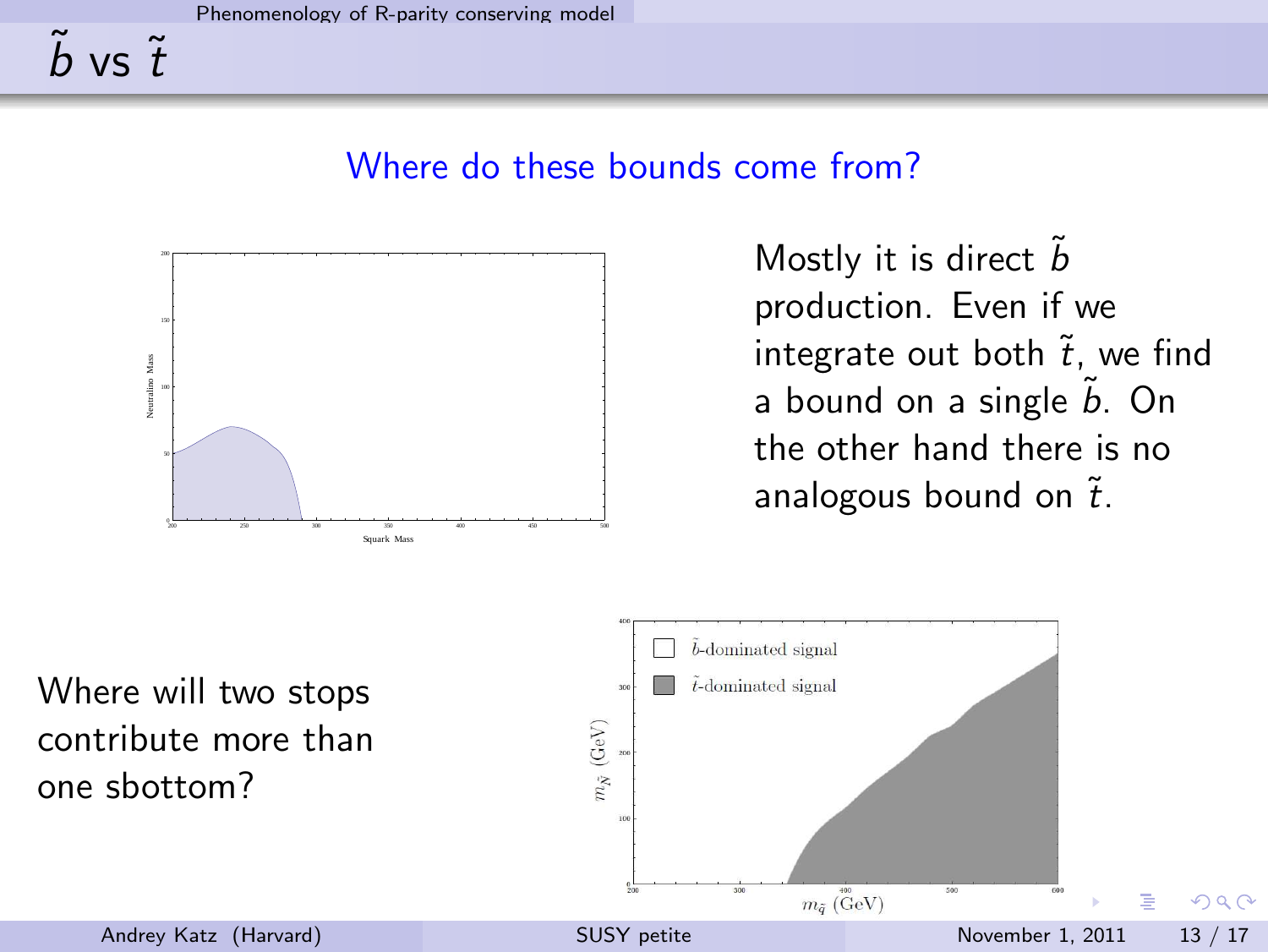# $\tilde{b}$ vs $\tilde{t}$

Where do these bounds come from?

Mostly it is direct $\tilde{b}$ production. Even if we integrate out both $\tilde{t}$, we find a bound on a single $\tilde{b}$. On the other hand there is no analogous bound on $\tilde{t}$.

Where will two stops contribute more than one sbottom?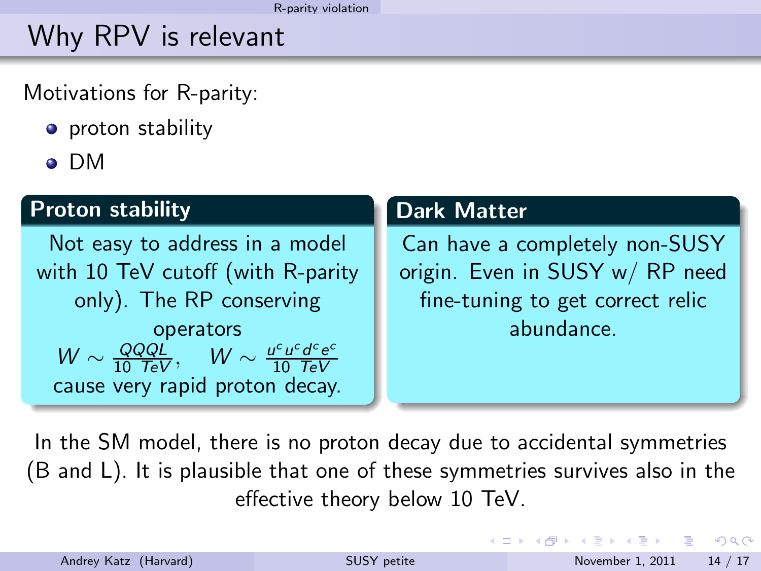# Why RPV is relevant

Motivations for R-parity:

- proton stability
- DM

### Proton stability

Not easy to address in a model with 10 TeV cutoff (with R-parity only). The RP conserving operators

$$W \sim \frac{QQQL}{10\ TeV}, \quad W \sim \frac{u^c u^c d^c e^c}{10\ TeV}$$

cause very rapid proton decay.

### Dark Matter

Can have a completely non-SUSY origin. Even in SUSY w/ RP need fine-tuning to get correct relic abundance.

In the SM model, there is no proton decay due to accidental symmetries (B and L). It is plausible that one of these symmetries survives also in the effective theory below 10 TeV.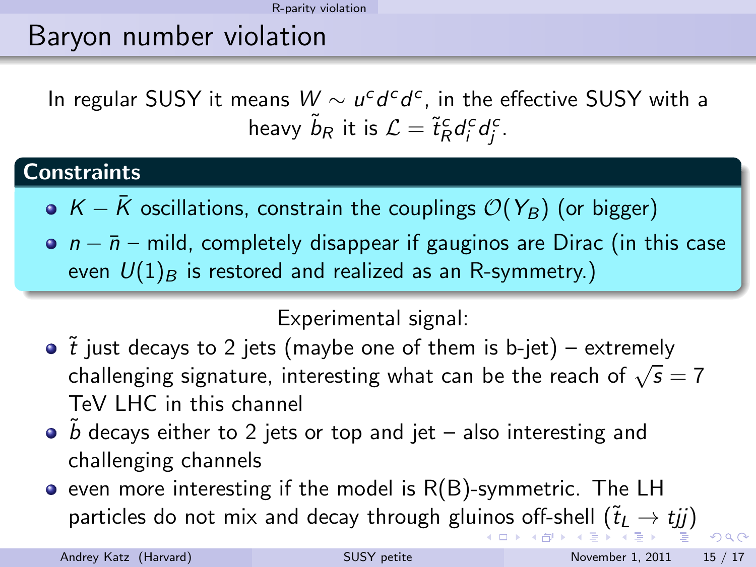# Baryon number violation

In regular SUSY it means $W \sim u^c d^c d^c$, in the effective SUSY with a heavy $\tilde{b}_R$ it is $\mathcal{L} = \tilde{t}_R^c d_i^c d_j^c$.

**Constraints**

- $K - \bar{K}$ oscillations, constrain the couplings $\mathcal{O}(Y_B)$ (or bigger)
- $n - \bar{n}$ – mild, completely disappear if gauginos are Dirac (in this case even $U(1)_B$ is restored and realized as an R-symmetry.)

Experimental signal:

- $\tilde{t}$ just decays to 2 jets (maybe one of them is b-jet) – extremely challenging signature, interesting what can be the reach of $\sqrt{s} = 7$ TeV LHC in this channel
- $\tilde{b}$ decays either to 2 jets or top and jet – also interesting and challenging channels
- even more interesting if the model is R(B)-symmetric. The LH particles do not mix and decay through gluinos off-shell ($\tilde{t}_L \to tjj$)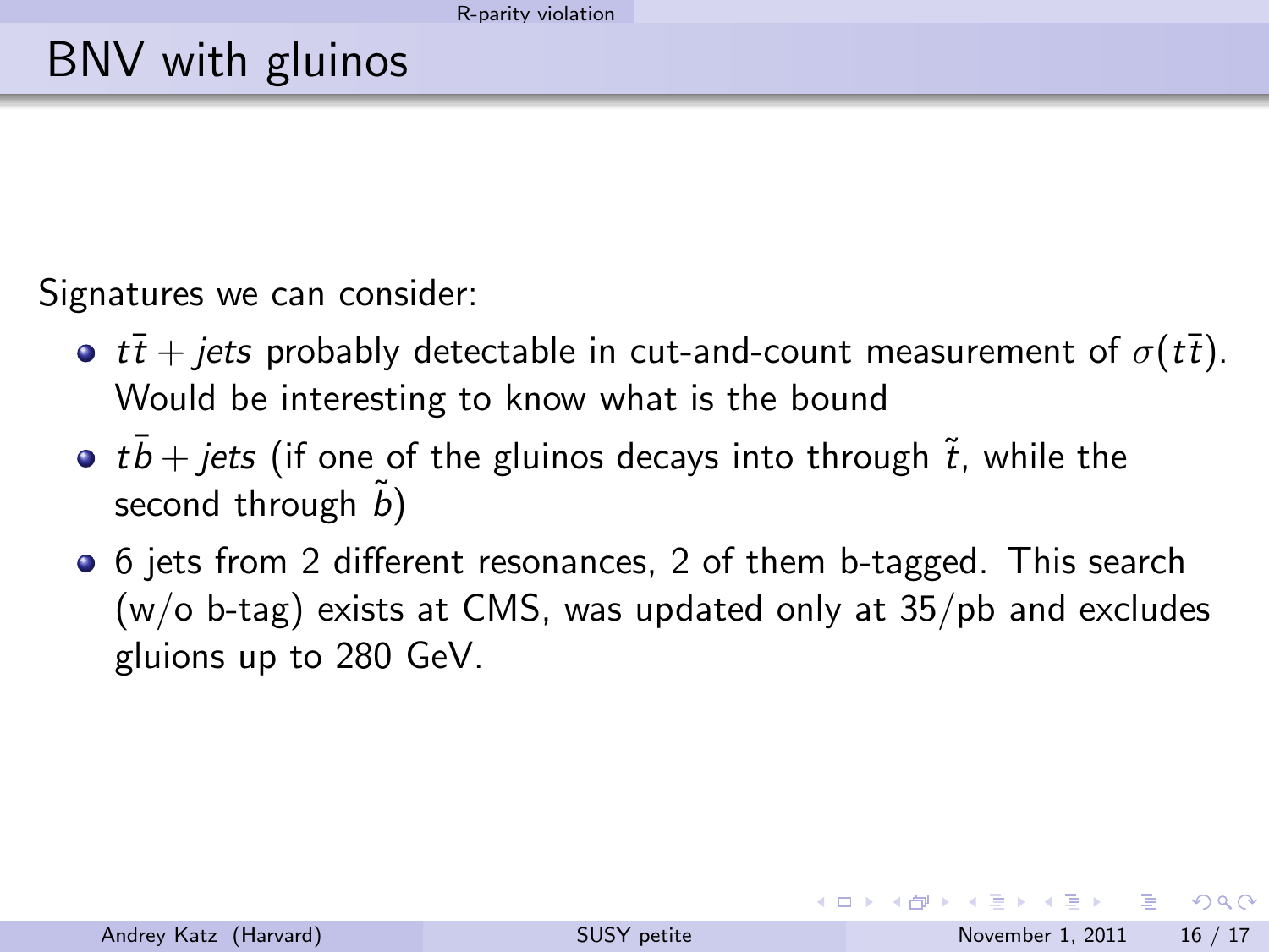# BNV with gluinos

Signatures we can consider:

- $t\bar{t} + jets$ probably detectable in cut-and-count measurement of $\sigma(t\bar{t})$. Would be interesting to know what is the bound
- $t\bar{b} + jets$ (if one of the gluinos decays into through $\tilde{t}$, while the second through $\tilde{b}$)
- 6 jets from 2 different resonances, 2 of them b-tagged. This search (w/o b-tag) exists at CMS, was updated only at 35/pb and excludes gluions up to 280 GeV.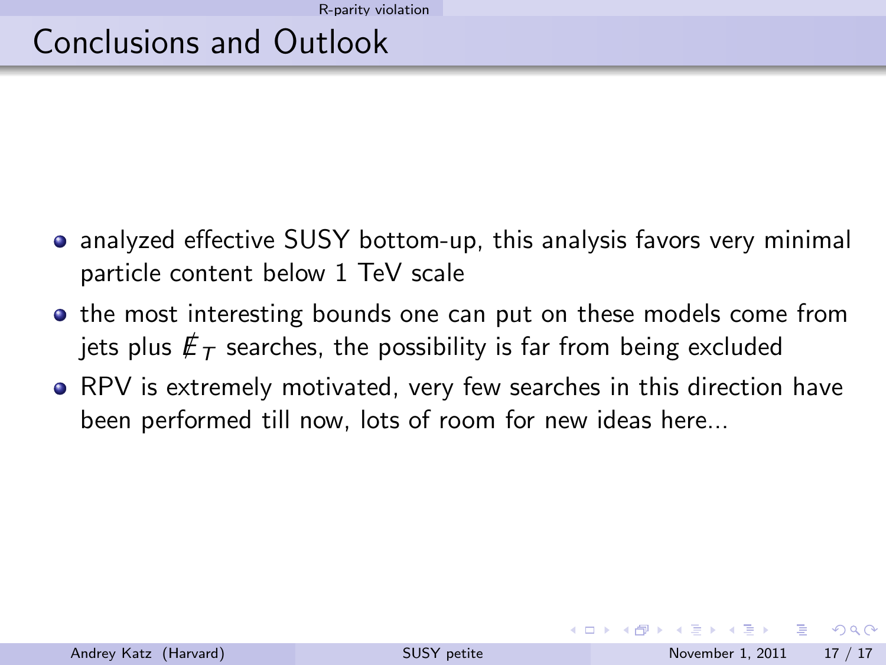# Conclusions and Outlook

- analyzed effective SUSY bottom-up, this analysis favors very minimal particle content below 1 TeV scale
- the most interesting bounds one can put on these models come from jets plus $\not{E}_T$ searches, the possibility is far from being excluded
- RPV is extremely motivated, very few searches in this direction have been performed till now, lots of room for new ideas here...